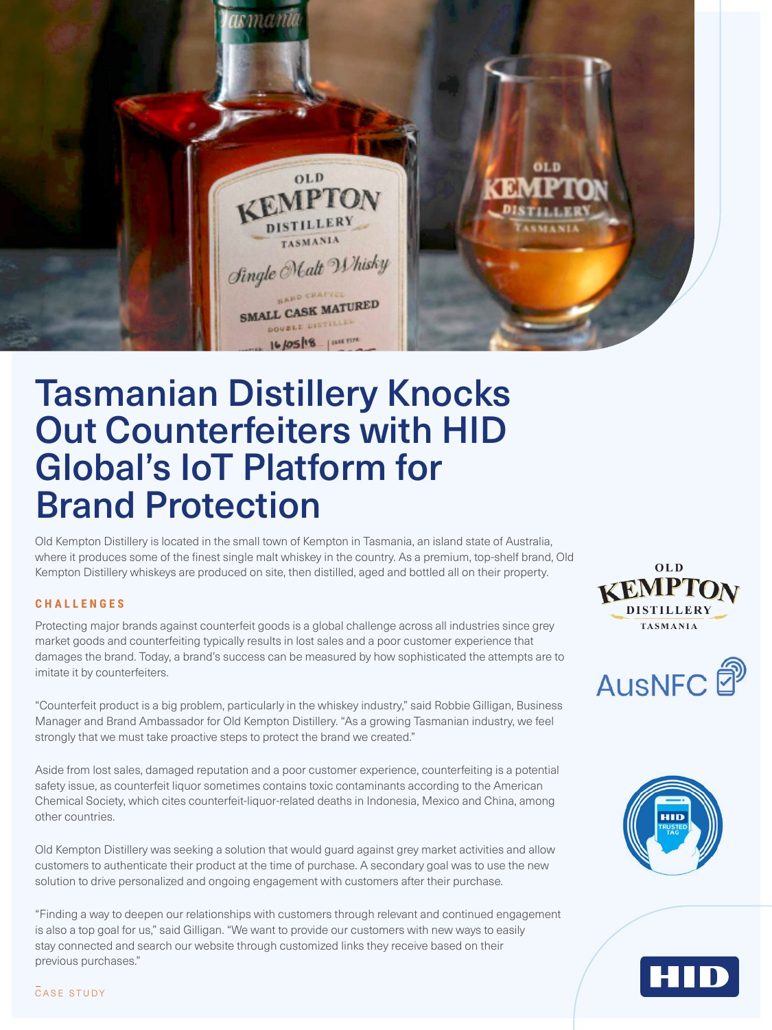# Tasmanian Distillery Knocks Out Counterfeiters with HID Global's IoT Platform for Brand Protection

Old Kempton Distillery is located in the small town of Kempton in Tasmania, an island state of Australia, where it produces some of the finest single malt whiskey in the country. As a premium, top-shelf brand, Old Kempton Distillery whiskeys are produced on site, then distilled, aged and bottled all on their property.

## CHALLENGES

Protecting major brands against counterfeit goods is a global challenge across all industries since grey market goods and counterfeiting typically results in lost sales and a poor customer experience that damages the brand. Today, a brand's success can be measured by how sophisticated the attempts are to imitate it by counterfeiters.

"Counterfeit product is a big problem, particularly in the whiskey industry," said Robbie Gilligan, Business Manager and Brand Ambassador for Old Kempton Distillery. "As a growing Tasmanian industry, we feel strongly that we must take proactive steps to protect the brand we created."

Aside from lost sales, damaged reputation and a poor customer experience, counterfeiting is a potential safety issue, as counterfeit liquor sometimes contains toxic contaminants according to the American Chemical Society, which cites counterfeit-liquor-related deaths in Indonesia, Mexico and China, among other countries.

Old Kempton Distillery was seeking a solution that would guard against grey market activities and allow customers to authenticate their product at the time of purchase. A secondary goal was to use the new solution to drive personalized and ongoing engagement with customers after their purchase.

"Finding a way to deepen our relationships with customers through relevant and continued engagement is also a top goal for us," said Gilligan. "We want to provide our customers with new ways to easily stay connected and search our website through customized links they receive based on their previous purchases."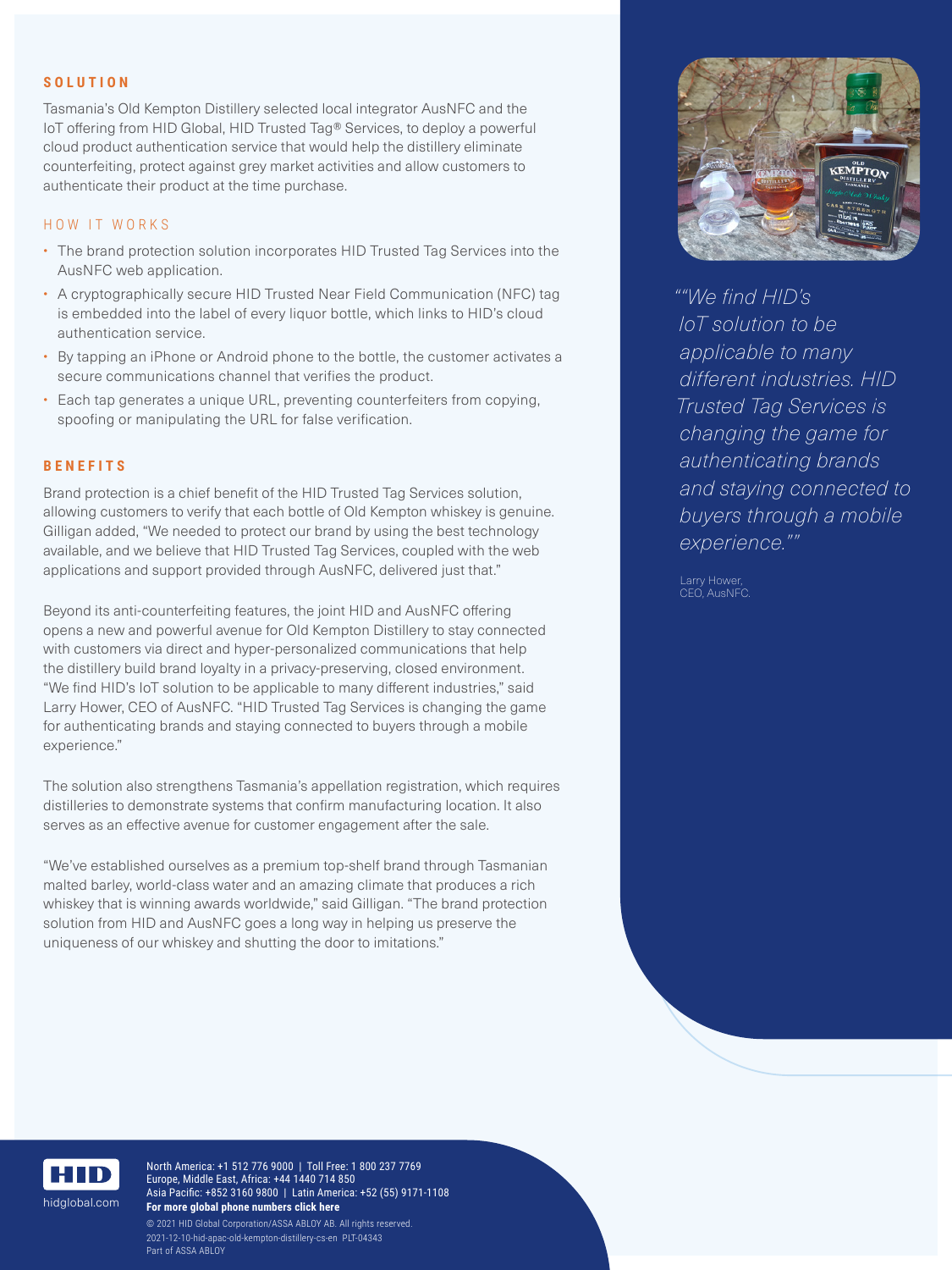## SOLUTION

Tasmania's Old Kempton Distillery selected local integrator AusNFC and the IoT offering from HID Global, HID Trusted Tag® Services, to deploy a powerful cloud product authentication service that would help the distillery eliminate counterfeiting, protect against grey market activities and allow customers to authenticate their product at the time purchase.

### HOW IT WORKS

- The brand protection solution incorporates HID Trusted Tag Services into the AusNFC web application.
- A cryptographically secure HID Trusted Near Field Communication (NFC) tag is embedded into the label of every liquor bottle, which links to HID's cloud authentication service.
- By tapping an iPhone or Android phone to the bottle, the customer activates a secure communications channel that verifies the product.
- Each tap generates a unique URL, preventing counterfeiters from copying, spoofing or manipulating the URL for false verification.

## BENEFITS

Brand protection is a chief benefit of the HID Trusted Tag Services solution, allowing customers to verify that each bottle of Old Kempton whiskey is genuine. Gilligan added, "We needed to protect our brand by using the best technology available, and we believe that HID Trusted Tag Services, coupled with the web applications and support provided through AusNFC, delivered just that."

Beyond its anti-counterfeiting features, the joint HID and AusNFC offering opens a new and powerful avenue for Old Kempton Distillery to stay connected with customers via direct and hyper-personalized communications that help the distillery build brand loyalty in a privacy-preserving, closed environment. "We find HID's IoT solution to be applicable to many different industries," said Larry Hower, CEO of AusNFC. "HID Trusted Tag Services is changing the game for authenticating brands and staying connected to buyers through a mobile experience."

The solution also strengthens Tasmania's appellation registration, which requires distilleries to demonstrate systems that confirm manufacturing location. It also serves as an effective avenue for customer engagement after the sale.

"We've established ourselves as a premium top-shelf brand through Tasmanian malted barley, world-class water and an amazing climate that produces a rich whiskey that is winning awards worldwide," said Gilligan. "The brand protection solution from HID and AusNFC goes a long way in helping us preserve the uniqueness of our whiskey and shutting the door to imitations."

*""We find HID's IoT solution to be applicable to many different industries. HID Trusted Tag Services is changing the game for authenticating brands and staying connected to buyers through a mobile experience.""*

Larry Hower,
CEO, AusNFC.

hidglobal.com

North America: +1 512 776 9000 | Toll Free: 1 800 237 7769
Europe, Middle East, Africa: +44 1440 714 850
Asia Pacific: +852 3160 9800 | Latin America: +52 (55) 9171-1108
**For more global phone numbers click here**

© 2021 HID Global Corporation/ASSA ABLOY AB. All rights reserved.
2021-12-10-hid-apac-old-kempton-distillery-cs-en PLT-04343
Part of ASSA ABLOY